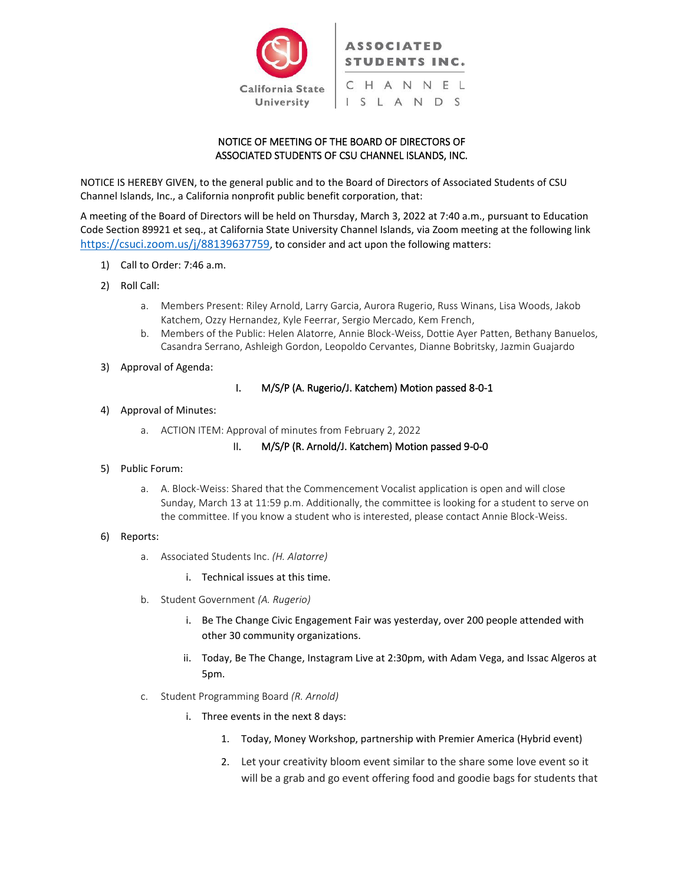California State University | ASSOCIATED STUDENTS INC. CHANNEL ISLANDS

### NOTICE OF MEETING OF THE BOARD OF DIRECTORS OF ASSOCIATED STUDENTS OF CSU CHANNEL ISLANDS, INC.

NOTICE IS HEREBY GIVEN, to the general public and to the Board of Directors of Associated Students of CSU Channel Islands, Inc., a California nonprofit public benefit corporation, that:

A meeting of the Board of Directors will be held on Thursday, March 3, 2022 at 7:40 a.m., pursuant to Education Code Section 89921 et seq., at California State University Channel Islands, via Zoom meeting at the following link https://csuci.zoom.us/j/88139637759, to consider and act upon the following matters:

1) Call to Order: 7:46 a.m.
2) Roll Call:
   a. Members Present: Riley Arnold, Larry Garcia, Aurora Rugerio, Russ Winans, Lisa Woods, Jakob Katchem, Ozzy Hernandez, Kyle Feerrar, Sergio Mercado, Kem French,
   b. Members of the Public: Helen Alatorre, Annie Block-Weiss, Dottie Ayer Patten, Bethany Banuelos, Casandra Serrano, Ashleigh Gordon, Leopoldo Cervantes, Dianne Bobritsky, Jazmin Guajardo
3) Approval of Agenda:
   I. M/S/P (A. Rugerio/J. Katchem) Motion passed 8-0-1
4) Approval of Minutes:
   a. ACTION ITEM: Approval of minutes from February 2, 2022
   II. M/S/P (R. Arnold/J. Katchem) Motion passed 9-0-0
5) Public Forum:
   a. A. Block-Weiss: Shared that the Commencement Vocalist application is open and will close Sunday, March 13 at 11:59 p.m. Additionally, the committee is looking for a student to serve on the committee. If you know a student who is interested, please contact Annie Block-Weiss.
6) Reports:
   a. Associated Students Inc. *(H. Alatorre)*
      i. Technical issues at this time.
   b. Student Government *(A. Rugerio)*
      i. Be The Change Civic Engagement Fair was yesterday, over 200 people attended with other 30 community organizations.
      ii. Today, Be The Change, Instagram Live at 2:30pm, with Adam Vega, and Issac Algeros at 5pm.
   c. Student Programming Board *(R. Arnold)*
      i. Three events in the next 8 days:
         1. Today, Money Workshop, partnership with Premier America (Hybrid event)
         2. Let your creativity bloom event similar to the share some love event so it will be a grab and go event offering food and goodie bags for students that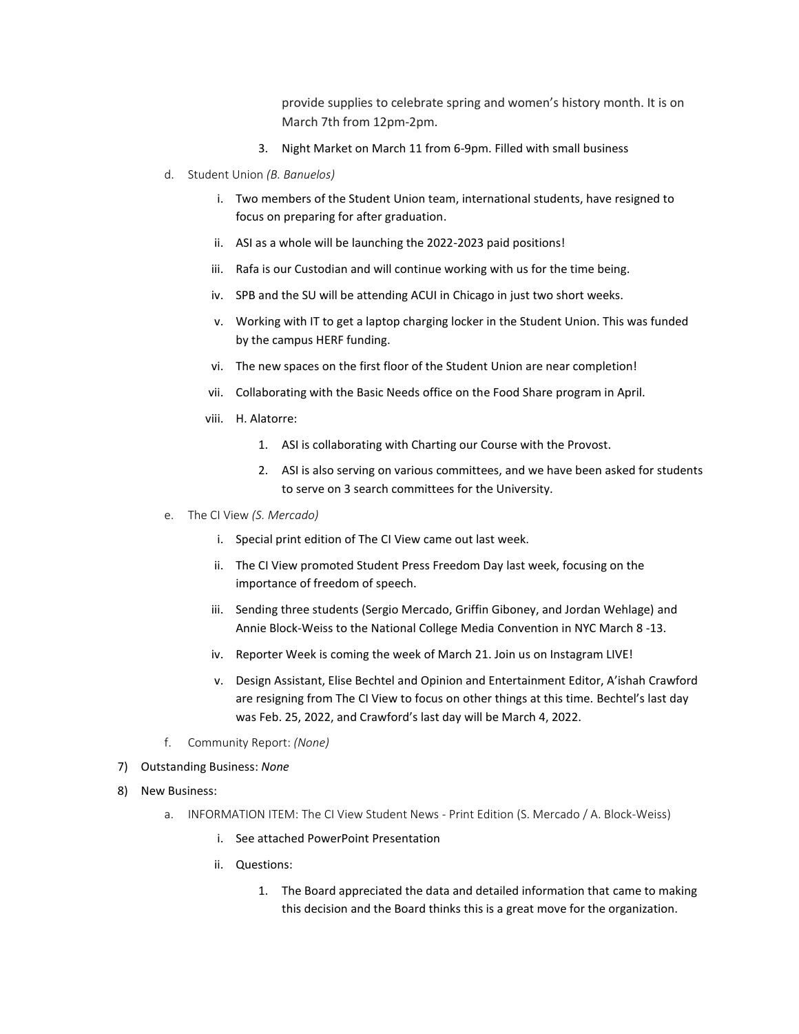provide supplies to celebrate spring and women's history month. It is on March 7th from 12pm-2pm.

3. Night Market on March 11 from 6-9pm. Filled with small business

d. Student Union *(B. Banuelos)*

   i. Two members of the Student Union team, international students, have resigned to focus on preparing for after graduation.

   ii. ASI as a whole will be launching the 2022-2023 paid positions!

   iii. Rafa is our Custodian and will continue working with us for the time being.

   iv. SPB and the SU will be attending ACUI in Chicago in just two short weeks.

   v. Working with IT to get a laptop charging locker in the Student Union. This was funded by the campus HERF funding.

   vi. The new spaces on the first floor of the Student Union are near completion!

   vii. Collaborating with the Basic Needs office on the Food Share program in April.

   viii. H. Alatorre:

      1. ASI is collaborating with Charting our Course with the Provost.

      2. ASI is also serving on various committees, and we have been asked for students to serve on 3 search committees for the University.

e. The CI View *(S. Mercado)*

   i. Special print edition of The CI View came out last week.

   ii. The CI View promoted Student Press Freedom Day last week, focusing on the importance of freedom of speech.

   iii. Sending three students (Sergio Mercado, Griffin Giboney, and Jordan Wehlage) and Annie Block-Weiss to the National College Media Convention in NYC March 8 -13.

   iv. Reporter Week is coming the week of March 21. Join us on Instagram LIVE!

   v. Design Assistant, Elise Bechtel and Opinion and Entertainment Editor, A'ishah Crawford are resigning from The CI View to focus on other things at this time. Bechtel's last day was Feb. 25, 2022, and Crawford's last day will be March 4, 2022.

f. Community Report: *(None)*

7) Outstanding Business: *None*

8) New Business:

a. INFORMATION ITEM: The CI View Student News - Print Edition (S. Mercado / A. Block-Weiss)

   i. See attached PowerPoint Presentation

   ii. Questions:

      1. The Board appreciated the data and detailed information that came to making this decision and the Board thinks this is a great move for the organization.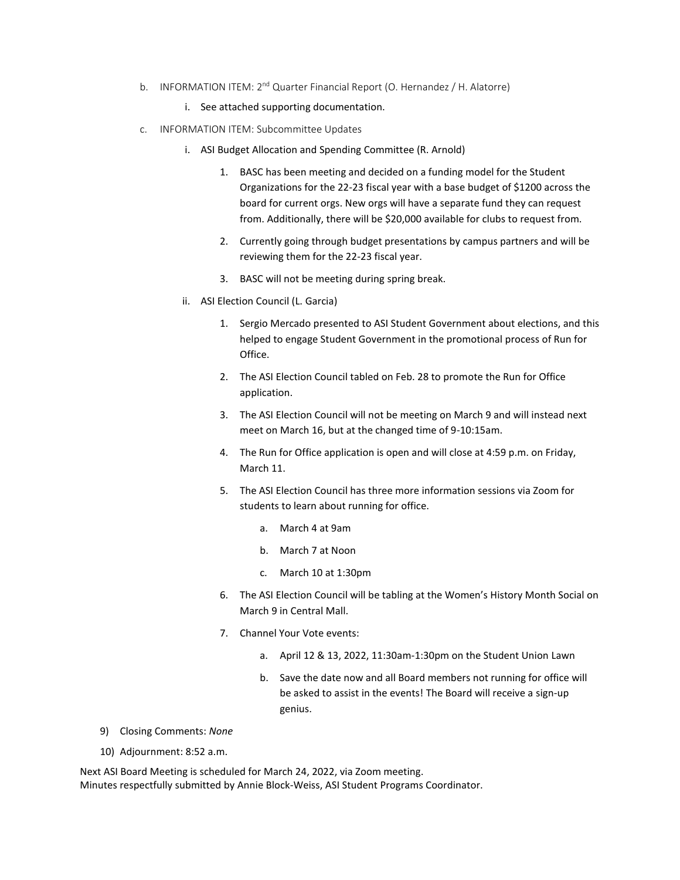b. INFORMATION ITEM: 2nd Quarter Financial Report (O. Hernandez / H. Alatorre)

   i. See attached supporting documentation.

c. INFORMATION ITEM: Subcommittee Updates

   i. ASI Budget Allocation and Spending Committee (R. Arnold)

      1. BASC has been meeting and decided on a funding model for the Student Organizations for the 22-23 fiscal year with a base budget of $1200 across the board for current orgs. New orgs will have a separate fund they can request from. Additionally, there will be $20,000 available for clubs to request from.
      2. Currently going through budget presentations by campus partners and will be reviewing them for the 22-23 fiscal year.
      3. BASC will not be meeting during spring break.

   ii. ASI Election Council (L. Garcia)

      1. Sergio Mercado presented to ASI Student Government about elections, and this helped to engage Student Government in the promotional process of Run for Office.
      2. The ASI Election Council tabled on Feb. 28 to promote the Run for Office application.
      3. The ASI Election Council will not be meeting on March 9 and will instead next meet on March 16, but at the changed time of 9-10:15am.
      4. The Run for Office application is open and will close at 4:59 p.m. on Friday, March 11.
      5. The ASI Election Council has three more information sessions via Zoom for students to learn about running for office.
         a. March 4 at 9am
         b. March 7 at Noon
         c. March 10 at 1:30pm
      6. The ASI Election Council will be tabling at the Women's History Month Social on March 9 in Central Mall.
      7. Channel Your Vote events:
         a. April 12 & 13, 2022, 11:30am-1:30pm on the Student Union Lawn
         b. Save the date now and all Board members not running for office will be asked to assist in the events! The Board will receive a sign-up genius.

9) Closing Comments: *None*

10) Adjournment: 8:52 a.m.

Next ASI Board Meeting is scheduled for March 24, 2022, via Zoom meeting.
Minutes respectfully submitted by Annie Block-Weiss, ASI Student Programs Coordinator.